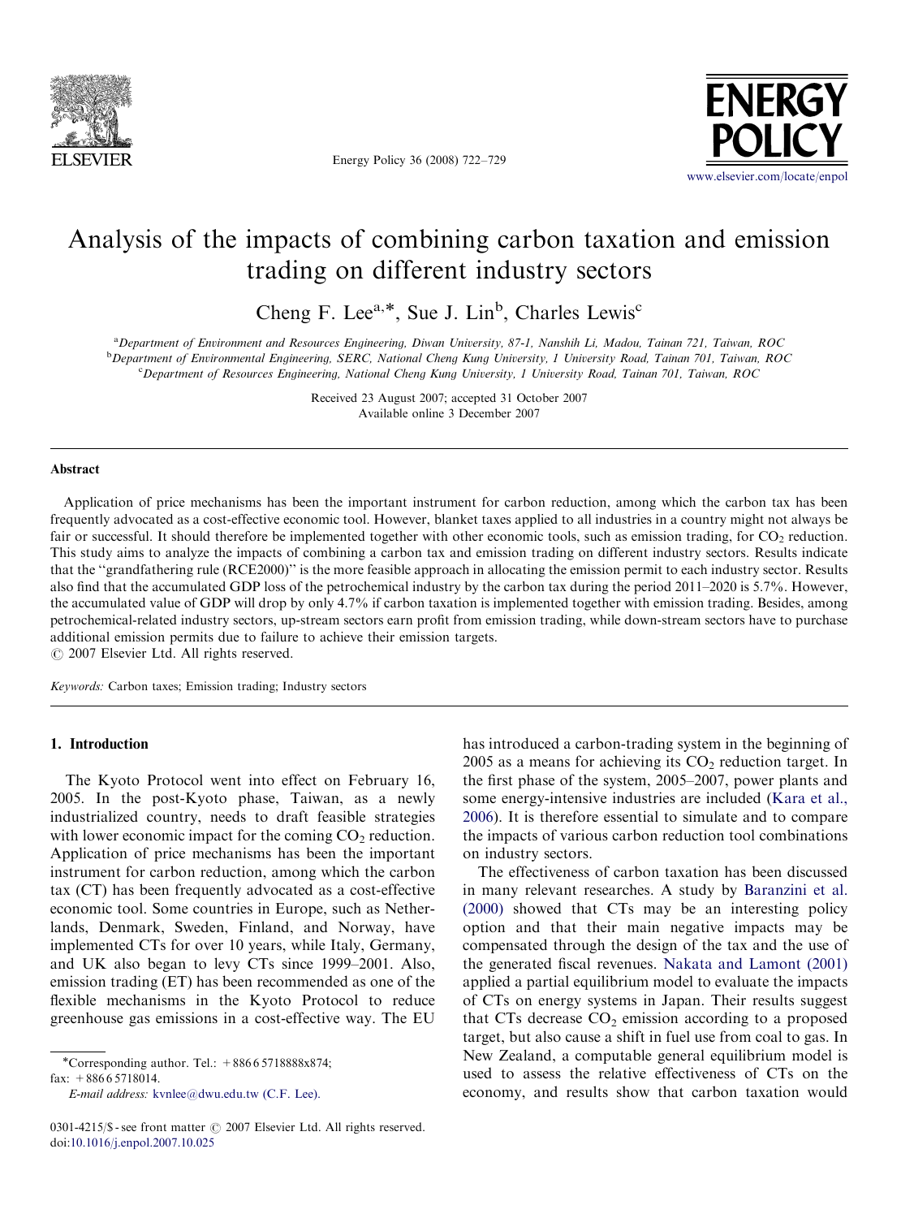# Analysis of the impacts of combining carbon taxation and emission trading on different industry sectors

Cheng F. Lee[a,*], Sue J. Lin[b], Charles Lewis[c]

[a]*Department of Environment and Resources Engineering, Diwan University, 87-1, Nanshih Li, Madou, Tainan 721, Taiwan, ROC*
[b]*Department of Environmental Engineering, SERC, National Cheng Kung University, 1 University Road, Tainan 701, Taiwan, ROC*
[c]*Department of Resources Engineering, National Cheng Kung University, 1 University Road, Tainan 701, Taiwan, ROC*

Received 23 August 2007; accepted 31 October 2007
Available online 3 December 2007

## Abstract

Application of price mechanisms has been the important instrument for carbon reduction, among which the carbon tax has been frequently advocated as a cost-effective economic tool. However, blanket taxes applied to all industries in a country might not always be fair or successful. It should therefore be implemented together with other economic tools, such as emission trading, for $CO_2$ reduction. This study aims to analyze the impacts of combining a carbon tax and emission trading on different industry sectors. Results indicate that the "grandfathering rule (RCE2000)" is the more feasible approach in allocating the emission permit to each industry sector. Results also find that the accumulated GDP loss of the petrochemical industry by the carbon tax during the period 2011–2020 is 5.7%. However, the accumulated value of GDP will drop by only 4.7% if carbon taxation is implemented together with emission trading. Besides, among petrochemical-related industry sectors, up-stream sectors earn profit from emission trading, while down-stream sectors have to purchase additional emission permits due to failure to achieve their emission targets.
© 2007 Elsevier Ltd. All rights reserved.

*Keywords:* Carbon taxes; Emission trading; Industry sectors

## 1. Introduction

The Kyoto Protocol went into effect on February 16, 2005. In the post-Kyoto phase, Taiwan, as a newly industrialized country, needs to draft feasible strategies with lower economic impact for the coming $CO_2$ reduction. Application of price mechanisms has been the important instrument for carbon reduction, among which the carbon tax (CT) has been frequently advocated as a cost-effective economic tool. Some countries in Europe, such as Netherlands, Denmark, Sweden, Finland, and Norway, have implemented CTs for over 10 years, while Italy, Germany, and UK also began to levy CTs since 1999–2001. Also, emission trading (ET) has been recommended as one of the flexible mechanisms in the Kyoto Protocol to reduce greenhouse gas emissions in a cost-effective way. The EU has introduced a carbon-trading system in the beginning of 2005 as a means for achieving its $CO_2$ reduction target. In the first phase of the system, 2005–2007, power plants and some energy-intensive industries are included (Kara et al., 2006). It is therefore essential to simulate and to compare the impacts of various carbon reduction tool combinations on industry sectors.

The effectiveness of carbon taxation has been discussed in many relevant researches. A study by Baranzini et al. (2000) showed that CTs may be an interesting policy option and that their main negative impacts may be compensated through the design of the tax and the use of the generated fiscal revenues. Nakata and Lamont (2001) applied a partial equilibrium model to evaluate the impacts of CTs on energy systems in Japan. Their results suggest that CTs decrease $CO_2$ emission according to a proposed target, but also cause a shift in fuel use from coal to gas. In New Zealand, a computable general equilibrium model is used to assess the relative effectiveness of CTs on the economy, and results show that carbon taxation would

*Corresponding author. Tel.: +886 6 5718888x874; fax: +886 6 5718014.
*E-mail address:* kvnlee@dwu.edu.tw (C.F. Lee).

0301-4215/$ - see front matter © 2007 Elsevier Ltd. All rights reserved.
doi:10.1016/j.enpol.2007.10.025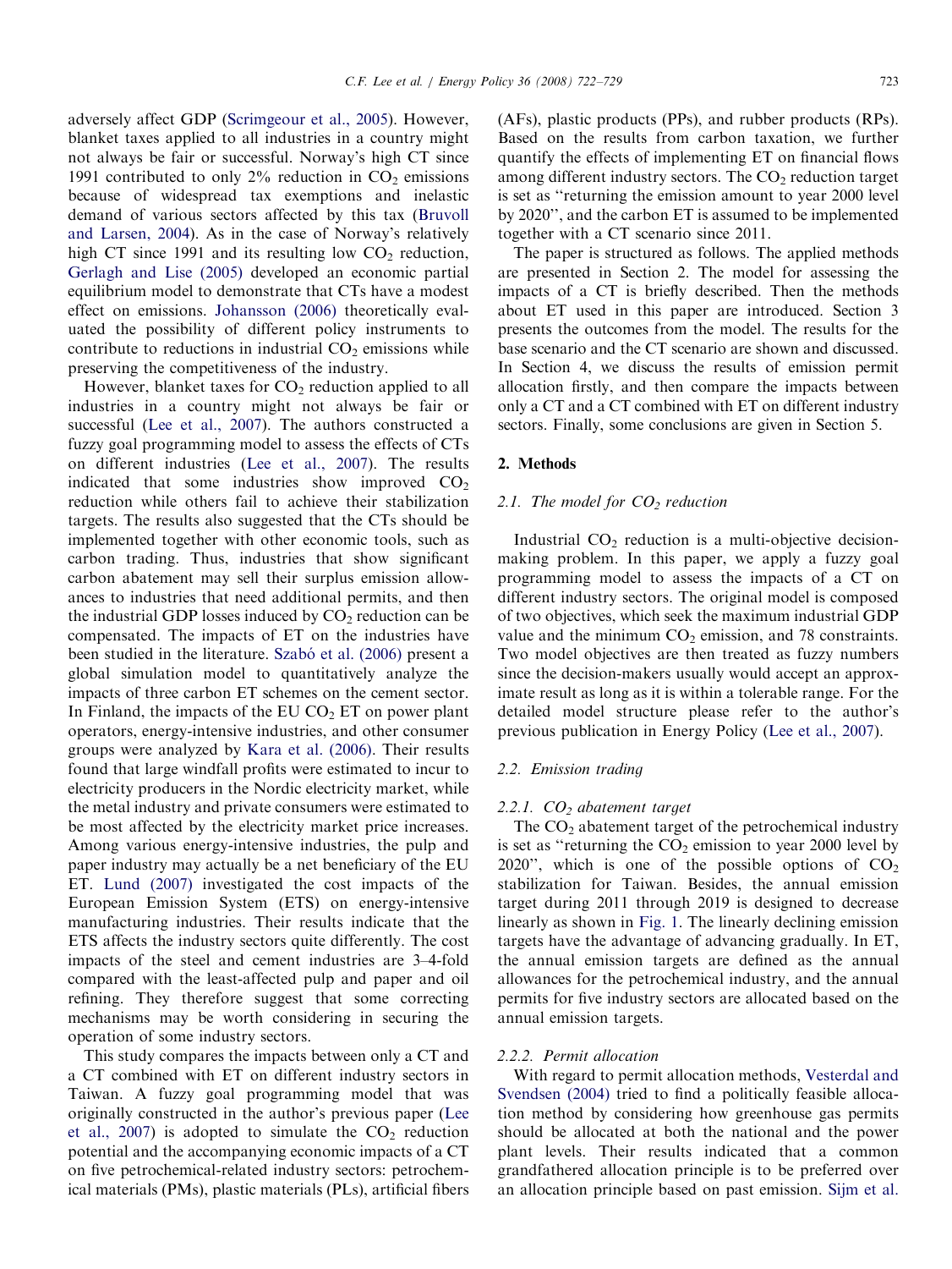adversely affect GDP (Scrimgeour et al., 2005). However, blanket taxes applied to all industries in a country might not always be fair or successful. Norway's high CT since 1991 contributed to only 2% reduction in $CO_2$ emissions because of widespread tax exemptions and inelastic demand of various sectors affected by this tax (Bruvoll and Larsen, 2004). As in the case of Norway's relatively high CT since 1991 and its resulting low $CO_2$ reduction, Gerlagh and Lise (2005) developed an economic partial equilibrium model to demonstrate that CTs have a modest effect on emissions. Johansson (2006) theoretically evaluated the possibility of different policy instruments to contribute to reductions in industrial $CO_2$ emissions while preserving the competitiveness of the industry.

However, blanket taxes for $CO_2$ reduction applied to all industries in a country might not always be fair or successful (Lee et al., 2007). The authors constructed a fuzzy goal programming model to assess the effects of CTs on different industries (Lee et al., 2007). The results indicated that some industries show improved $CO_2$ reduction while others fail to achieve their stabilization targets. The results also suggested that the CTs should be implemented together with other economic tools, such as carbon trading. Thus, industries that show significant carbon abatement may sell their surplus emission allowances to industries that need additional permits, and then the industrial GDP losses induced by $CO_2$ reduction can be compensated. The impacts of ET on the industries have been studied in the literature. Szabó et al. (2006) present a global simulation model to quantitatively analyze the impacts of three carbon ET schemes on the cement sector. In Finland, the impacts of the EU $CO_2$ ET on power plant operators, energy-intensive industries, and other consumer groups were analyzed by Kara et al. (2006). Their results found that large windfall profits were estimated to incur to electricity producers in the Nordic electricity market, while the metal industry and private consumers were estimated to be most affected by the electricity market price increases. Among various energy-intensive industries, the pulp and paper industry may actually be a net beneficiary of the EU ET. Lund (2007) investigated the cost impacts of the European Emission System (ETS) on energy-intensive manufacturing industries. Their results indicate that the ETS affects the industry sectors quite differently. The cost impacts of the steel and cement industries are 3–4-fold compared with the least-affected pulp and paper and oil refining. They therefore suggest that some correcting mechanisms may be worth considering in securing the operation of some industry sectors.

This study compares the impacts between only a CT and a CT combined with ET on different industry sectors in Taiwan. A fuzzy goal programming model that was originally constructed in the author's previous paper (Lee et al., 2007) is adopted to simulate the $CO_2$ reduction potential and the accompanying economic impacts of a CT on five petrochemical-related industry sectors: petrochemical materials (PMs), plastic materials (PLs), artificial fibers (AFs), plastic products (PPs), and rubber products (RPs). Based on the results from carbon taxation, we further quantify the effects of implementing ET on financial flows among different industry sectors. The $CO_2$ reduction target is set as "returning the emission amount to year 2000 level by 2020", and the carbon ET is assumed to be implemented together with a CT scenario since 2011.

The paper is structured as follows. The applied methods are presented in Section 2. The model for assessing the impacts of a CT is briefly described. Then the methods about ET used in this paper are introduced. Section 3 presents the outcomes from the model. The results for the base scenario and the CT scenario are shown and discussed. In Section 4, we discuss the results of emission permit allocation firstly, and then compare the impacts between only a CT and a CT combined with ET on different industry sectors. Finally, some conclusions are given in Section 5.

## 2. Methods

### 2.1. The model for $CO_2$ reduction

Industrial $CO_2$ reduction is a multi-objective decision-making problem. In this paper, we apply a fuzzy goal programming model to assess the impacts of a CT on different industry sectors. The original model is composed of two objectives, which seek the maximum industrial GDP value and the minimum $CO_2$ emission, and 78 constraints. Two model objectives are then treated as fuzzy numbers since the decision-makers usually would accept an approximate result as long as it is within a tolerable range. For the detailed model structure please refer to the author's previous publication in Energy Policy (Lee et al., 2007).

### 2.2. Emission trading

#### 2.2.1. $CO_2$ abatement target

The $CO_2$ abatement target of the petrochemical industry is set as "returning the $CO_2$ emission to year 2000 level by 2020", which is one of the possible options of $CO_2$ stabilization for Taiwan. Besides, the annual emission target during 2011 through 2019 is designed to decrease linearly as shown in Fig. 1. The linearly declining emission targets have the advantage of advancing gradually. In ET, the annual emission targets are defined as the annual allowances for the petrochemical industry, and the annual permits for five industry sectors are allocated based on the annual emission targets.

#### 2.2.2. Permit allocation

With regard to permit allocation methods, Vesterdal and Svendsen (2004) tried to find a politically feasible allocation method by considering how greenhouse gas permits should be allocated at both the national and the power plant levels. Their results indicated that a common grandfathered allocation principle is to be preferred over an allocation principle based on past emission. Sijm et al.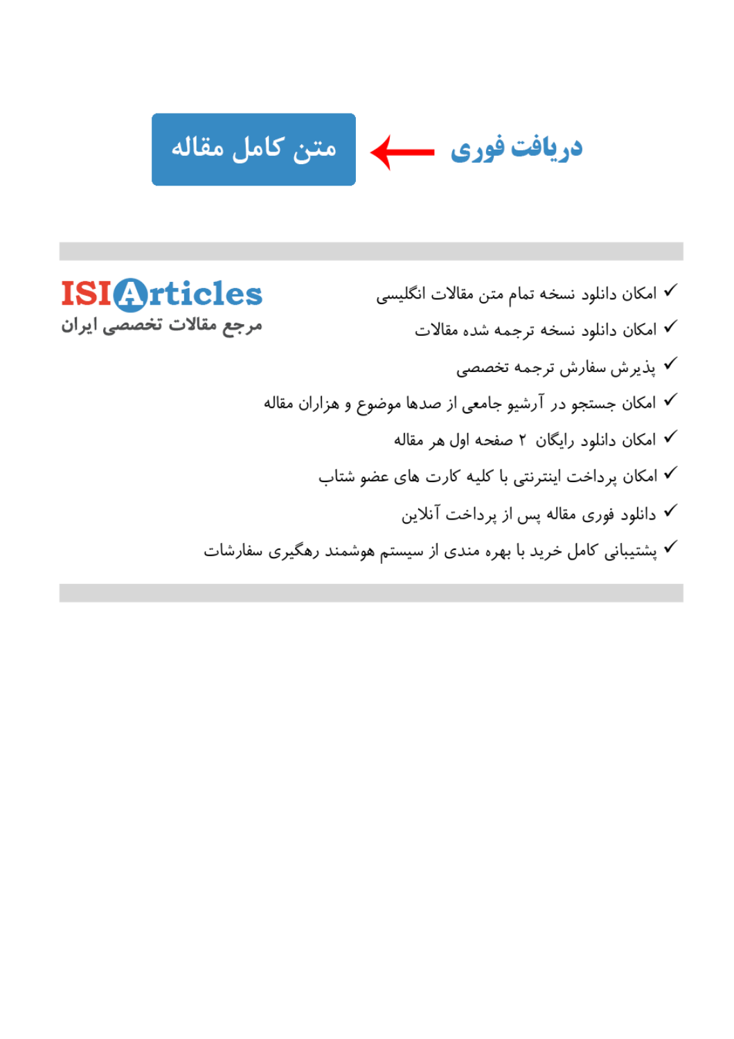دریافت فوری ← **متن کامل مقاله**

**ISIArticles**
مرجع مقالات تخصصی ایران

- ✓ امکان دانلود نسخه تمام متن مقالات انگلیسی
- ✓ امکان دانلود نسخه ترجمه شده مقالات
- ✓ پذیرش سفارش ترجمه تخصصی
- ✓ امکان جستجو در آرشیو جامعی از صدها موضوع و هزاران مقاله
- ✓ امکان دانلود رایگان ۲ صفحه اول هر مقاله
- ✓ امکان پرداخت اینترنتی با کلیه کارت های عضو شتاب
- ✓ دانلود فوری مقاله پس از پرداخت آنلاین
- ✓ پشتیبانی کامل خرید با بهره مندی از سیستم هوشمند رهگیری سفارشات